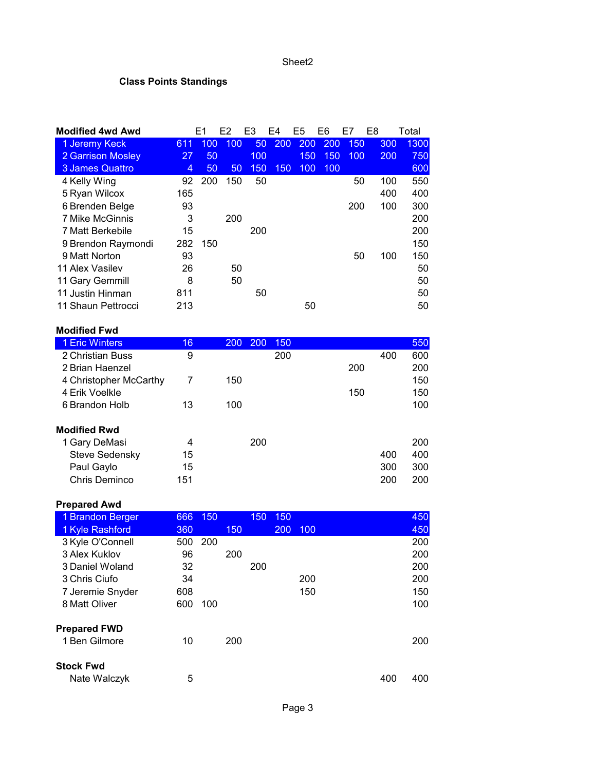**Class Points Standings**

| Modified 4wd Awd | | | E1 | E2 | E3 | E4 | E5 | E6 | E7 | E8 | Total |
|---|---|---|---|---|---|---|---|---|---|---|---|
| 1 | Jeremy Keck | 611 | 100 | 100 | 50 | 200 | 200 | 200 | 150 | 300 | 1300 |
| 2 | Garrison Mosley | 27 | 50 | | 100 | | 150 | 150 | 100 | 200 | 750 |
| 3 | James Quattro | 4 | 50 | 50 | 150 | 150 | 100 | 100 | | | 600 |
| 4 | Kelly Wing | 92 | 200 | 150 | 50 | | | | 50 | 100 | 550 |
| 5 | Ryan Wilcox | 165 | | | | | | | | 400 | 400 |
| 6 | Brenden Belge | 93 | | | | | | | 200 | 100 | 300 |
| 7 | Mike McGinnis | 3 | | 200 | | | | | | | 200 |
| 7 | Matt Berkebile | 15 | | | 200 | | | | | | 200 |
| 9 | Brendon Raymondi | 282 | 150 | | | | | | | | 150 |
| 9 | Matt Norton | 93 | | | | | | | 50 | 100 | 150 |
| 11 | Alex Vasilev | 26 | | 50 | | | | | | | 50 |
| 11 | Gary Gemmill | 8 | | 50 | | | | | | | 50 |
| 11 | Justin Hinman | 811 | | | 50 | | | | | | 50 |
| 11 | Shaun Pettrocci | 213 | | | | | 50 | | | | 50 |

| Modified Fwd | | | E1 | E2 | E3 | E4 | E5 | E6 | E7 | E8 | Total |
|---|---|---|---|---|---|---|---|---|---|---|---|
| 1 | Eric Winters | 16 | | 200 | 200 | 150 | | | | | 550 |
| 2 | Christian Buss | 9 | | | | 200 | | | | 400 | 600 |
| 2 | Brian Haenzel | | | | | | | | 200 | | 200 |
| 4 | Christopher McCarthy | 7 | | 150 | | | | | | | 150 |
| 4 | Erik Voelkle | | | | | | | | 150 | | 150 |
| 6 | Brandon Holb | 13 | | 100 | | | | | | | 100 |

| Modified Rwd | | | E1 | E2 | E3 | E4 | E5 | E6 | E7 | E8 | Total |
|---|---|---|---|---|---|---|---|---|---|---|---|
| 1 | Gary DeMasi | 4 | | | 200 | | | | | | 200 |
| | Steve Sedensky | 15 | | | | | | | | 400 | 400 |
| | Paul Gaylo | 15 | | | | | | | | 300 | 300 |
| | Chris Deminco | 151 | | | | | | | | 200 | 200 |

| Prepared Awd | | | E1 | E2 | E3 | E4 | E5 | E6 | E7 | E8 | Total |
|---|---|---|---|---|---|---|---|---|---|---|---|
| 1 | Brandon Berger | 666 | 150 | | 150 | 150 | | | | | 450 |
| 1 | Kyle Rashford | 360 | | 150 | | 200 | 100 | | | | 450 |
| 3 | Kyle O'Connell | 500 | 200 | | | | | | | | 200 |
| 3 | Alex Kuklov | 96 | | 200 | | | | | | | 200 |
| 3 | Daniel Woland | 32 | | | 200 | | | | | | 200 |
| 3 | Chris Ciufo | 34 | | | | | 200 | | | | 200 |
| 7 | Jeremie Snyder | 608 | | | | | 150 | | | | 150 |
| 8 | Matt Oliver | 600 | 100 | | | | | | | | 100 |

| Prepared FWD | | | E1 | E2 | E3 | E4 | E5 | E6 | E7 | E8 | Total |
|---|---|---|---|---|---|---|---|---|---|---|---|
| 1 | Ben Gilmore | 10 | | 200 | | | | | | | 200 |

| Stock Fwd | | | E1 | E2 | E3 | E4 | E5 | E6 | E7 | E8 | Total |
|---|---|---|---|---|---|---|---|---|---|---|---|
| | Nate Walczyk | 5 | | | | | | | | 400 | 400 |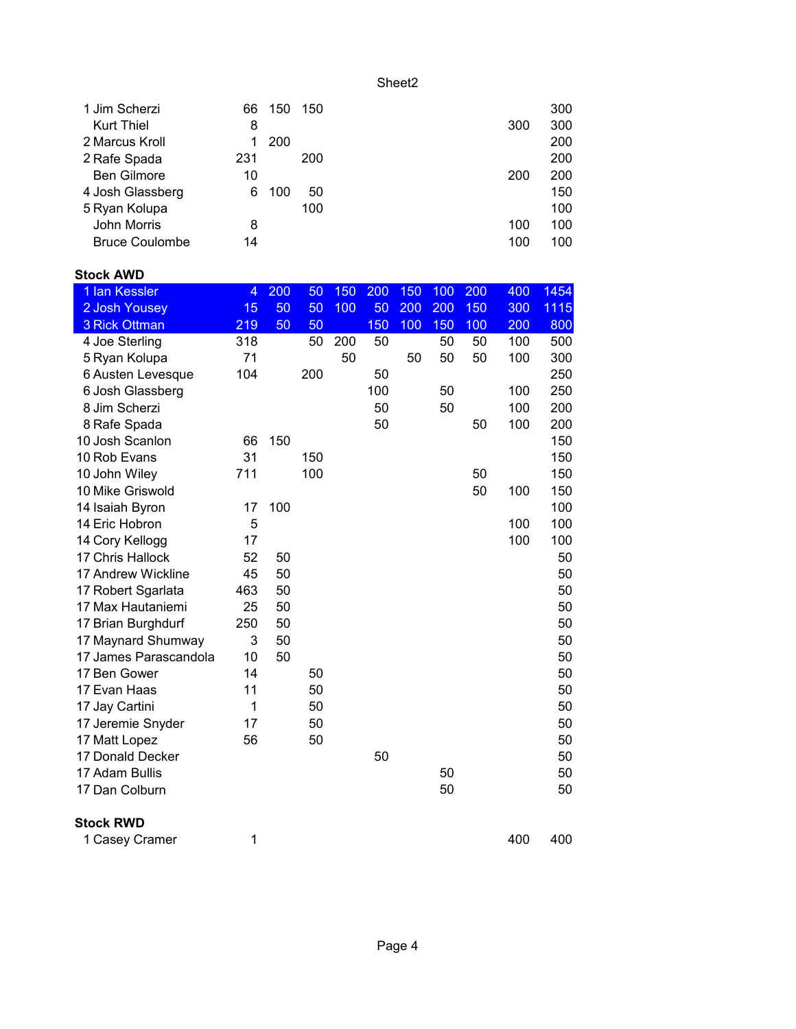| | | | | | | | | | | | |
|---|---|---|---|---|---|---|---|---|---|---|---|
| 1 | Jim Scherzi | 66 | 150 | 150 | | | | | | | 300 |
| | Kurt Thiel | 8 | | | | | | | | 300 | 300 |
| 2 | Marcus Kroll | 1 | 200 | | | | | | | | 200 |
| 2 | Rafe Spada | 231 | | 200 | | | | | | | 200 |
| | Ben Gilmore | 10 | | | | | | | | 200 | 200 |
| 4 | Josh Glassberg | 6 | 100 | 50 | | | | | | | 150 |
| 5 | Ryan Kolupa | | | 100 | | | | | | | 100 |
| | John Morris | 8 | | | | | | | | 100 | 100 |
| | Bruce Coulombe | 14 | | | | | | | | 100 | 100 |

**Stock AWD**

| | | | | | | | | | | | |
|---|---|---|---|---|---|---|---|---|---|---|---|
| 1 | Ian Kessler | 4 | 200 | 50 | 150 | 200 | 150 | 100 | 200 | 400 | 1454 |
| 2 | Josh Yousey | 15 | 50 | 50 | 100 | 50 | 200 | 200 | 150 | 300 | 1115 |
| 3 | Rick Ottman | 219 | 50 | 50 | | 150 | 100 | 150 | 100 | 200 | 800 |
| 4 | Joe Sterling | 318 | | 50 | 200 | 50 | | 50 | 50 | 100 | 500 |
| 5 | Ryan Kolupa | 71 | | | 50 | | 50 | 50 | 50 | 100 | 300 |
| 6 | Austen Levesque | 104 | | 200 | | 50 | | | | | 250 |
| 6 | Josh Glassberg | | | | | 100 | | 50 | | 100 | 250 |
| 8 | Jim Scherzi | | | | | 50 | | 50 | | 100 | 200 |
| 8 | Rafe Spada | | | | | 50 | | | 50 | 100 | 200 |
| 10 | Josh Scanlon | 66 | 150 | | | | | | | | 150 |
| 10 | Rob Evans | 31 | | 150 | | | | | | | 150 |
| 10 | John Wiley | 711 | | 100 | | | | | 50 | | 150 |
| 10 | Mike Griswold | | | | | | | | 50 | 100 | 150 |
| 14 | Isaiah Byron | 17 | 100 | | | | | | | | 100 |
| 14 | Eric Hobron | 5 | | | | | | | | 100 | 100 |
| 14 | Cory Kellogg | 17 | | | | | | | | 100 | 100 |
| 17 | Chris Hallock | 52 | 50 | | | | | | | | 50 |
| 17 | Andrew Wickline | 45 | 50 | | | | | | | | 50 |
| 17 | Robert Sgarlata | 463 | 50 | | | | | | | | 50 |
| 17 | Max Hautaniemi | 25 | 50 | | | | | | | | 50 |
| 17 | Brian Burghdurf | 250 | 50 | | | | | | | | 50 |
| 17 | Maynard Shumway | 3 | 50 | | | | | | | | 50 |
| 17 | James Parascandola | 10 | 50 | | | | | | | | 50 |
| 17 | Ben Gower | 14 | | 50 | | | | | | | 50 |
| 17 | Evan Haas | 11 | | 50 | | | | | | | 50 |
| 17 | Jay Cartini | 1 | | 50 | | | | | | | 50 |
| 17 | Jeremie Snyder | 17 | | 50 | | | | | | | 50 |
| 17 | Matt Lopez | 56 | | 50 | | | | | | | 50 |
| 17 | Donald Decker | | | | | 50 | | | | | 50 |
| 17 | Adam Bullis | | | | | | | 50 | | | 50 |
| 17 | Dan Colburn | | | | | | | 50 | | | 50 |

**Stock RWD**

| | | | | | | | | | | | |
|---|---|---|---|---|---|---|---|---|---|---|---|
| 1 | Casey Cramer | 1 | | | | | | | | 400 | 400 |